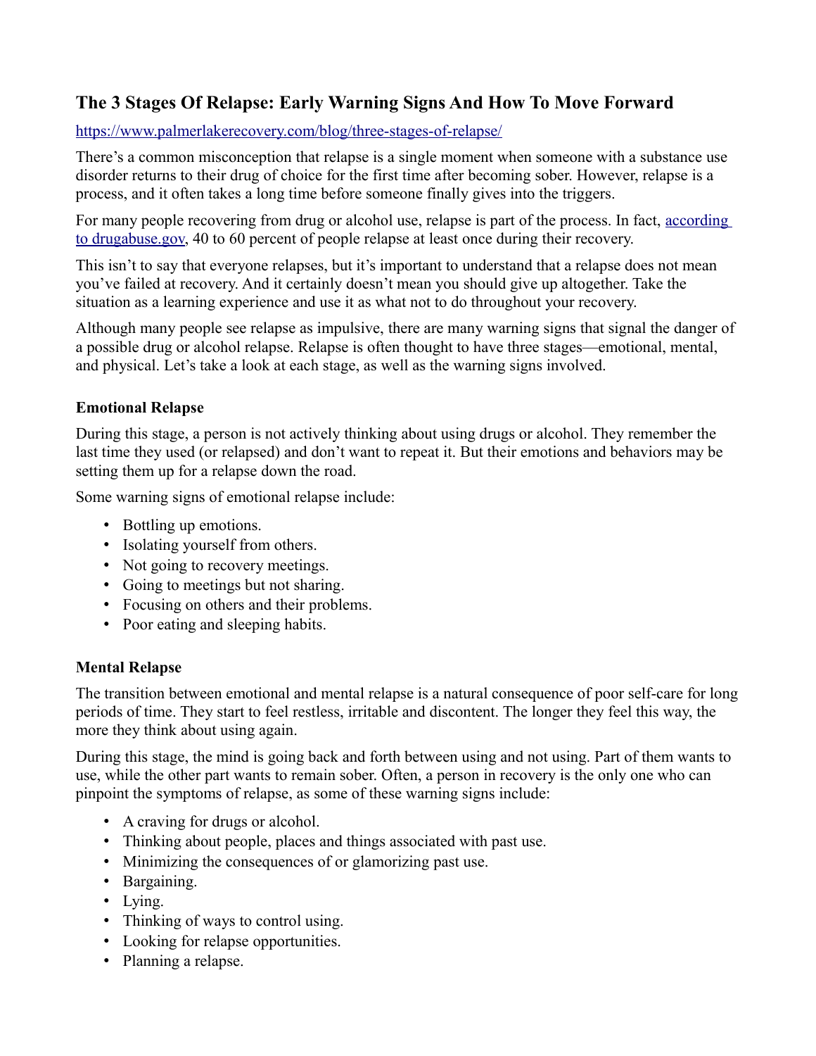## The 3 Stages Of Relapse: Early Warning Signs And How To Move Forward

[https://www.palmerlakerecovery.com/blog/three-stages-of-relapse/](https://www.palmerlakerecovery.com/blog/three-stages-of-relapse/)

There's a common misconception that relapse is a single moment when someone with a substance use disorder returns to their drug of choice for the first time after becoming sober. However, relapse is a process, and it often takes a long time before someone finally gives into the triggers.

For many people recovering from drug or alcohol use, relapse is part of the process. In fact, according to drugabuse.gov, 40 to 60 percent of people relapse at least once during their recovery.

This isn't to say that everyone relapses, but it's important to understand that a relapse does not mean you've failed at recovery. And it certainly doesn't mean you should give up altogether. Take the situation as a learning experience and use it as what not to do throughout your recovery.

Although many people see relapse as impulsive, there are many warning signs that signal the danger of a possible drug or alcohol relapse. Relapse is often thought to have three stages—emotional, mental, and physical. Let's take a look at each stage, as well as the warning signs involved.

### Emotional Relapse

During this stage, a person is not actively thinking about using drugs or alcohol. They remember the last time they used (or relapsed) and don't want to repeat it. But their emotions and behaviors may be setting them up for a relapse down the road.

Some warning signs of emotional relapse include:

- Bottling up emotions.
- Isolating yourself from others.
- Not going to recovery meetings.
- Going to meetings but not sharing.
- Focusing on others and their problems.
- Poor eating and sleeping habits.

### Mental Relapse

The transition between emotional and mental relapse is a natural consequence of poor self-care for long periods of time. They start to feel restless, irritable and discontent. The longer they feel this way, the more they think about using again.

During this stage, the mind is going back and forth between using and not using. Part of them wants to use, while the other part wants to remain sober. Often, a person in recovery is the only one who can pinpoint the symptoms of relapse, as some of these warning signs include:

- A craving for drugs or alcohol.
- Thinking about people, places and things associated with past use.
- Minimizing the consequences of or glamorizing past use.
- Bargaining.
- Lying.
- Thinking of ways to control using.
- Looking for relapse opportunities.
- Planning a relapse.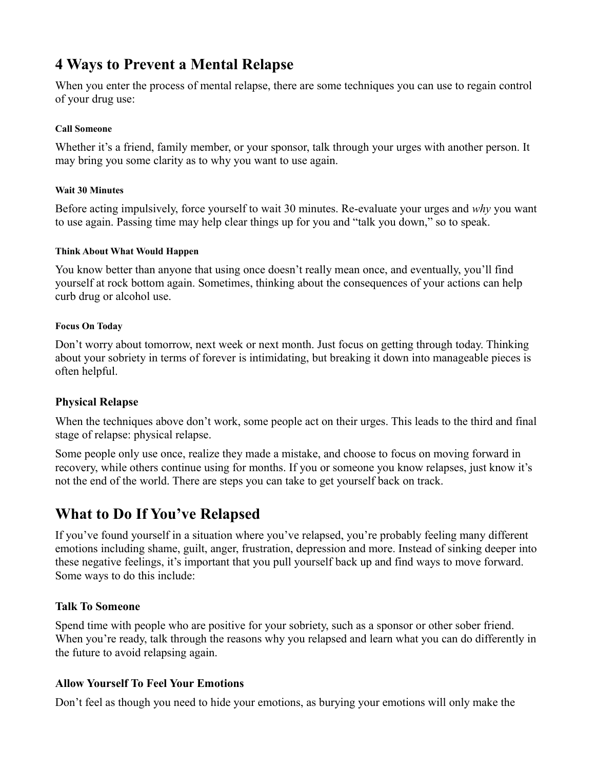## 4 Ways to Prevent a Mental Relapse

When you enter the process of mental relapse, there are some techniques you can use to regain control of your drug use:

##### Call Someone

Whether it's a friend, family member, or your sponsor, talk through your urges with another person. It may bring you some clarity as to why you want to use again.

##### Wait 30 Minutes

Before acting impulsively, force yourself to wait 30 minutes. Re-evaluate your urges and *why* you want to use again. Passing time may help clear things up for you and "talk you down," so to speak.

##### Think About What Would Happen

You know better than anyone that using once doesn't really mean once, and eventually, you'll find yourself at rock bottom again. Sometimes, thinking about the consequences of your actions can help curb drug or alcohol use.

##### Focus On Today

Don't worry about tomorrow, next week or next month. Just focus on getting through today. Thinking about your sobriety in terms of forever is intimidating, but breaking it down into manageable pieces is often helpful.

### Physical Relapse

When the techniques above don't work, some people act on their urges. This leads to the third and final stage of relapse: physical relapse.

Some people only use once, realize they made a mistake, and choose to focus on moving forward in recovery, while others continue using for months. If you or someone you know relapses, just know it's not the end of the world. There are steps you can take to get yourself back on track.

## What to Do If You've Relapsed

If you've found yourself in a situation where you've relapsed, you're probably feeling many different emotions including shame, guilt, anger, frustration, depression and more. Instead of sinking deeper into these negative feelings, it's important that you pull yourself back up and find ways to move forward. Some ways to do this include:

### Talk To Someone

Spend time with people who are positive for your sobriety, such as a sponsor or other sober friend. When you're ready, talk through the reasons why you relapsed and learn what you can do differently in the future to avoid relapsing again.

### Allow Yourself To Feel Your Emotions

Don't feel as though you need to hide your emotions, as burying your emotions will only make the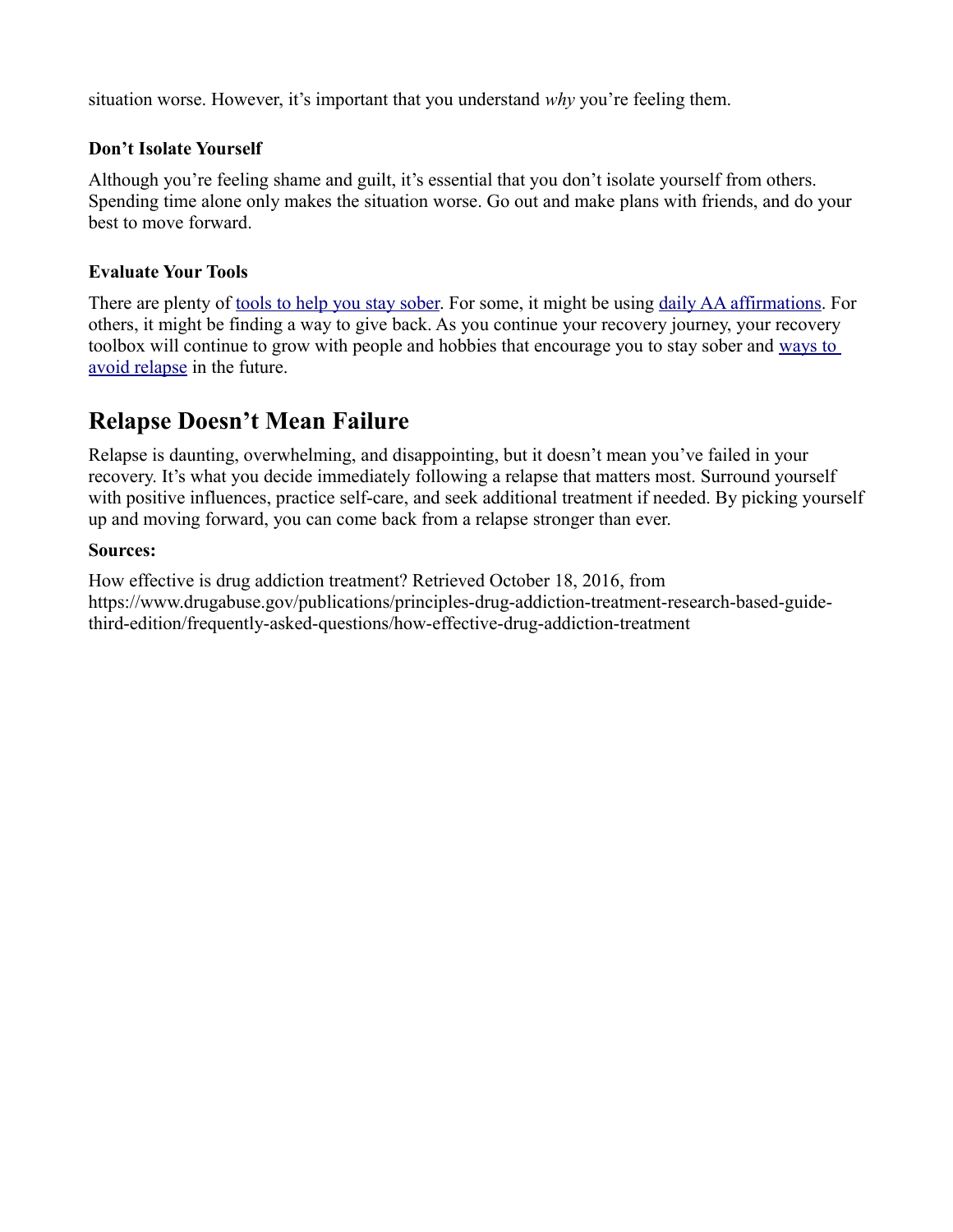situation worse. However, it's important that you understand *why* you're feeling them.

### Don't Isolate Yourself

Although you're feeling shame and guilt, it's essential that you don't isolate yourself from others. Spending time alone only makes the situation worse. Go out and make plans with friends, and do your best to move forward.

### Evaluate Your Tools

There are plenty of tools to help you stay sober. For some, it might be using daily AA affirmations. For others, it might be finding a way to give back. As you continue your recovery journey, your recovery toolbox will continue to grow with people and hobbies that encourage you to stay sober and ways to avoid relapse in the future.

## Relapse Doesn't Mean Failure

Relapse is daunting, overwhelming, and disappointing, but it doesn't mean you've failed in your recovery. It's what you decide immediately following a relapse that matters most. Surround yourself with positive influences, practice self-care, and seek additional treatment if needed. By picking yourself up and moving forward, you can come back from a relapse stronger than ever.

**Sources:**

How effective is drug addiction treatment? Retrieved October 18, 2016, from https://www.drugabuse.gov/publications/principles-drug-addiction-treatment-research-based-guide-third-edition/frequently-asked-questions/how-effective-drug-addiction-treatment